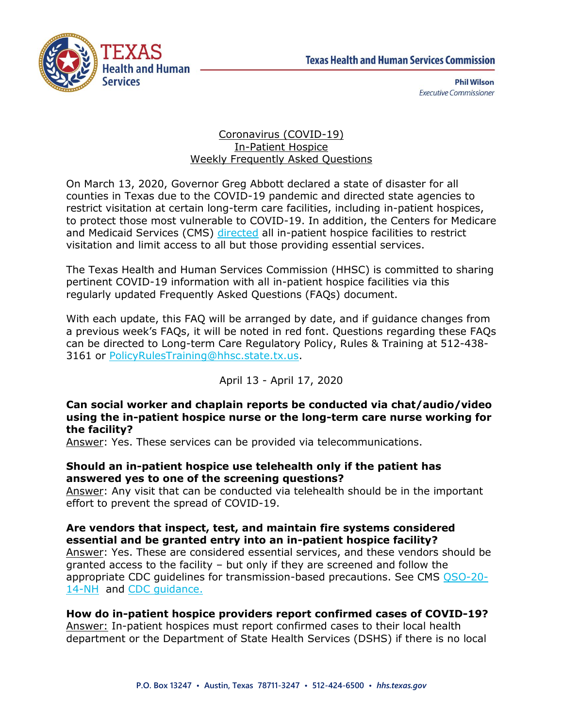Texas Health and Human Services Commission

**Phil Wilson**
*Executive Commissioner*

# Coronavirus (COVID-19) In-Patient Hospice Weekly Frequently Asked Questions

On March 13, 2020, Governor Greg Abbott declared a state of disaster for all counties in Texas due to the COVID-19 pandemic and directed state agencies to restrict visitation at certain long-term care facilities, including in-patient hospices, to protect those most vulnerable to COVID-19. In addition, the Centers for Medicare and Medicaid Services (CMS) directed all in-patient hospice facilities to restrict visitation and limit access to all but those providing essential services.

The Texas Health and Human Services Commission (HHSC) is committed to sharing pertinent COVID-19 information with all in-patient hospice facilities via this regularly updated Frequently Asked Questions (FAQs) document.

With each update, this FAQ will be arranged by date, and if guidance changes from a previous week's FAQs, it will be noted in red font. Questions regarding these FAQs can be directed to Long-term Care Regulatory Policy, Rules & Training at 512-438-3161 or PolicyRulesTraining@hhsc.state.tx.us.

## April 13 - April 17, 2020

**Can social worker and chaplain reports be conducted via chat/audio/video using the in-patient hospice nurse or the long-term care nurse working for the facility?**
Answer: Yes. These services can be provided via telecommunications.

**Should an in-patient hospice use telehealth only if the patient has answered yes to one of the screening questions?**
Answer: Any visit that can be conducted via telehealth should be in the important effort to prevent the spread of COVID-19.

**Are vendors that inspect, test, and maintain fire systems considered essential and be granted entry into an in-patient hospice facility?**
Answer: Yes. These are considered essential services, and these vendors should be granted access to the facility – but only if they are screened and follow the appropriate CDC guidelines for transmission-based precautions. See CMS QSO-20-14-NH and CDC guidance.

**How do in-patient hospice providers report confirmed cases of COVID-19?**
Answer: In-patient hospices must report confirmed cases to their local health department or the Department of State Health Services (DSHS) if there is no local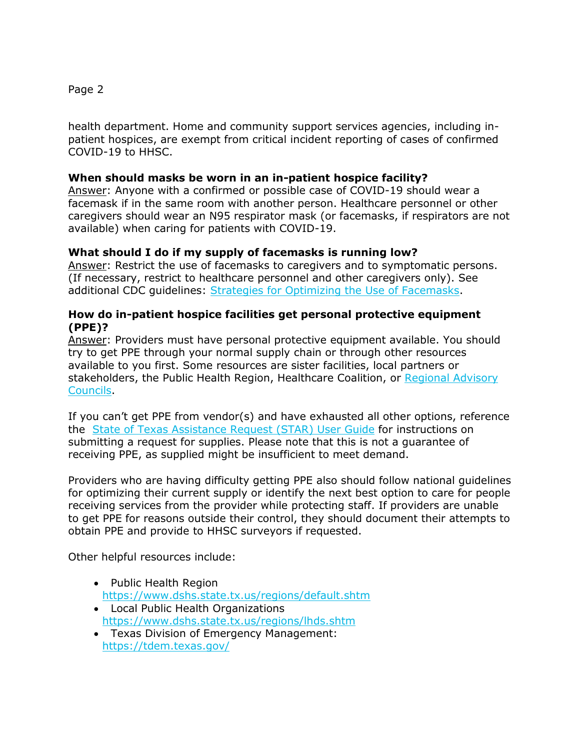health department. Home and community support services agencies, including in-patient hospices, are exempt from critical incident reporting of cases of confirmed COVID-19 to HHSC.

**When should masks be worn in an in-patient hospice facility?**

Answer: Anyone with a confirmed or possible case of COVID-19 should wear a facemask if in the same room with another person. Healthcare personnel or other caregivers should wear an N95 respirator mask (or facemasks, if respirators are not available) when caring for patients with COVID-19.

**What should I do if my supply of facemasks is running low?**

Answer: Restrict the use of facemasks to caregivers and to symptomatic persons. (If necessary, restrict to healthcare personnel and other caregivers only). See additional CDC guidelines: Strategies for Optimizing the Use of Facemasks.

**How do in-patient hospice facilities get personal protective equipment (PPE)?**

Answer: Providers must have personal protective equipment available. You should try to get PPE through your normal supply chain or through other resources available to you first. Some resources are sister facilities, local partners or stakeholders, the Public Health Region, Healthcare Coalition, or Regional Advisory Councils.

If you can't get PPE from vendor(s) and have exhausted all other options, reference the State of Texas Assistance Request (STAR) User Guide for instructions on submitting a request for supplies. Please note that this is not a guarantee of receiving PPE, as supplied might be insufficient to meet demand.

Providers who are having difficulty getting PPE also should follow national guidelines for optimizing their current supply or identify the next best option to care for people receiving services from the provider while protecting staff. If providers are unable to get PPE for reasons outside their control, they should document their attempts to obtain PPE and provide to HHSC surveyors if requested.

Other helpful resources include:

- Public Health Region https://www.dshs.state.tx.us/regions/default.shtm
- Local Public Health Organizations https://www.dshs.state.tx.us/regions/lhds.shtm
- Texas Division of Emergency Management: https://tdem.texas.gov/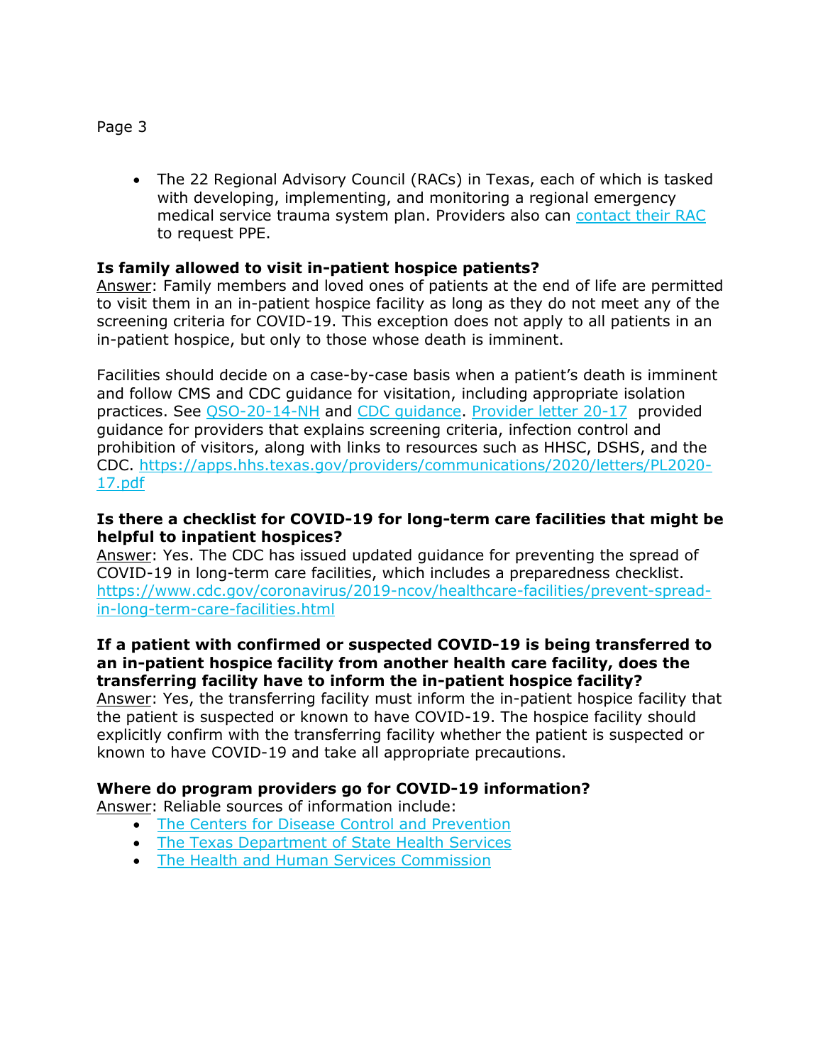- The 22 Regional Advisory Council (RACs) in Texas, each of which is tasked with developing, implementing, and monitoring a regional emergency medical service trauma system plan. Providers also can contact their RAC to request PPE.

**Is family allowed to visit in-patient hospice patients?**
Answer: Family members and loved ones of patients at the end of life are permitted to visit them in an in-patient hospice facility as long as they do not meet any of the screening criteria for COVID-19. This exception does not apply to all patients in an in-patient hospice, but only to those whose death is imminent.

Facilities should decide on a case-by-case basis when a patient's death is imminent and follow CMS and CDC guidance for visitation, including appropriate isolation practices. See QSO-20-14-NH and CDC guidance. Provider letter 20-17 provided guidance for providers that explains screening criteria, infection control and prohibition of visitors, along with links to resources such as HHSC, DSHS, and the CDC. https://apps.hhs.texas.gov/providers/communications/2020/letters/PL2020-17.pdf

**Is there a checklist for COVID-19 for long-term care facilities that might be helpful to inpatient hospices?**
Answer: Yes. The CDC has issued updated guidance for preventing the spread of COVID-19 in long-term care facilities, which includes a preparedness checklist. https://www.cdc.gov/coronavirus/2019-ncov/healthcare-facilities/prevent-spread-in-long-term-care-facilities.html

**If a patient with confirmed or suspected COVID-19 is being transferred to an in-patient hospice facility from another health care facility, does the transferring facility have to inform the in-patient hospice facility?**
Answer: Yes, the transferring facility must inform the in-patient hospice facility that the patient is suspected or known to have COVID-19. The hospice facility should explicitly confirm with the transferring facility whether the patient is suspected or known to have COVID-19 and take all appropriate precautions.

**Where do program providers go for COVID-19 information?**
Answer: Reliable sources of information include:

- The Centers for Disease Control and Prevention
- The Texas Department of State Health Services
- The Health and Human Services Commission